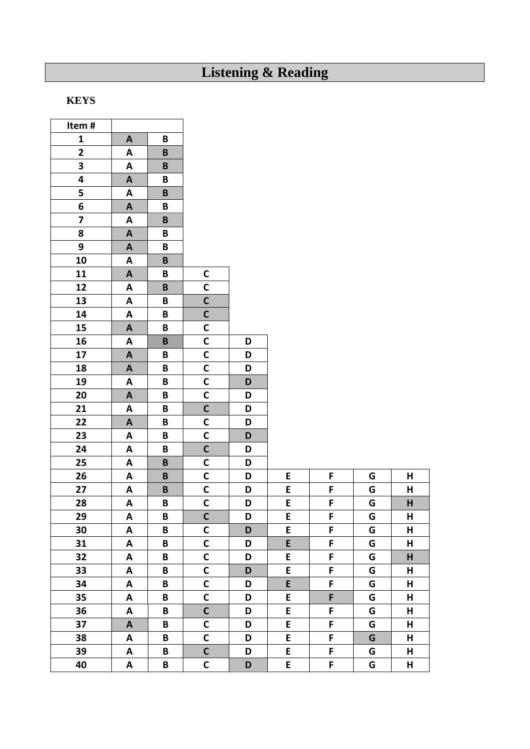# Listening & Reading

**KEYS**

| Item # | | | | | | | | |
|---|---|---|---|---|---|---|---|---|
| 1 | **A** | B | | | | | | |
| 2 | A | **B** | | | | | | |
| 3 | A | **B** | | | | | | |
| 4 | **A** | B | | | | | | |
| 5 | A | **B** | | | | | | |
| 6 | **A** | B | | | | | | |
| 7 | A | **B** | | | | | | |
| 8 | **A** | B | | | | | | |
| 9 | **A** | B | | | | | | |
| 10 | A | **B** | | | | | | |
| 11 | **A** | B | C | | | | | |
| 12 | A | **B** | C | | | | | |
| 13 | A | B | **C** | | | | | |
| 14 | A | B | **C** | | | | | |
| 15 | **A** | B | C | | | | | |
| 16 | A | **B** | C | D | | | | |
| 17 | **A** | B | C | D | | | | |
| 18 | **A** | B | C | D | | | | |
| 19 | A | B | C | **D** | | | | |
| 20 | **A** | B | C | D | | | | |
| 21 | A | B | **C** | D | | | | |
| 22 | **A** | B | C | D | | | | |
| 23 | A | B | C | **D** | | | | |
| 24 | A | B | **C** | D | | | | |
| 25 | A | **B** | C | D | | | | |
| 26 | A | **B** | C | D | E | F | G | H |
| 27 | A | **B** | C | D | E | F | G | H |
| 28 | A | B | C | D | E | F | G | **H** |
| 29 | A | B | **C** | D | E | F | G | H |
| 30 | A | B | C | **D** | E | F | G | H |
| 31 | A | B | C | D | **E** | F | G | H |
| 32 | A | B | C | D | E | F | G | **H** |
| 33 | A | B | C | **D** | E | F | G | H |
| 34 | A | B | C | D | **E** | F | G | H |
| 35 | A | B | C | D | E | **F** | G | H |
| 36 | A | B | **C** | D | E | F | G | H |
| 37 | **A** | B | C | D | E | F | G | H |
| 38 | A | B | C | D | E | F | **G** | H |
| 39 | A | B | **C** | D | E | F | G | H |
| 40 | A | B | C | **D** | E | F | G | H |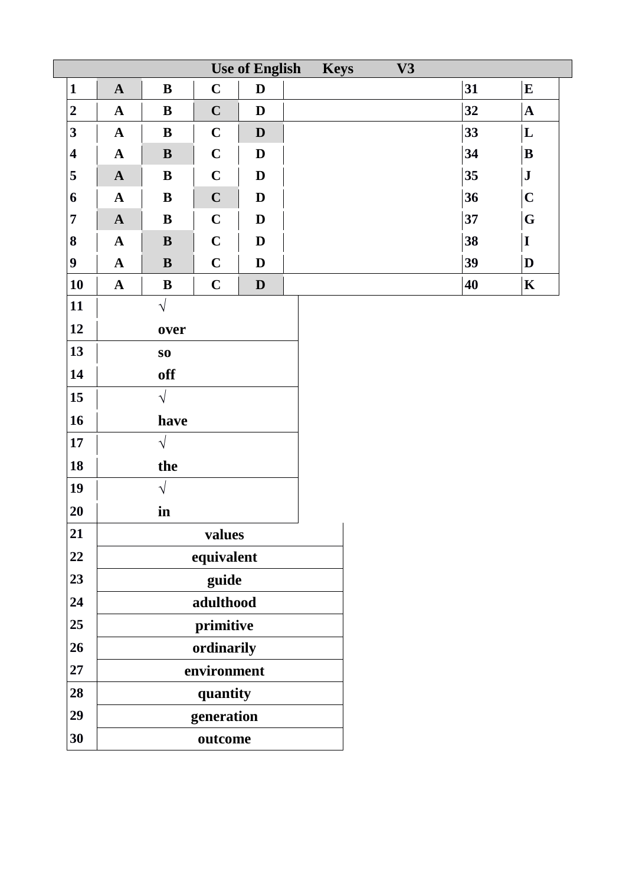**Use of English Keys V3**

| | | | | | | |
|---|---|---|---|---|---|---|
| 1 | **A** | B | C | D | 31 | E |
| 2 | A | B | **C** | D | 32 | A |
| 3 | A | B | C | **D** | 33 | L |
| 4 | A | **B** | C | D | 34 | B |
| 5 | **A** | B | C | D | 35 | J |
| 6 | A | B | **C** | D | 36 | C |
| 7 | **A** | B | C | D | 37 | G |
| 8 | A | **B** | C | D | 38 | I |
| 9 | A | **B** | C | D | 39 | D |
| 10 | A | B | C | **D** | 40 | K |

(Bold marks the shaded answer in items 1–10.)

| | |
|---|---|
| 11 | √ |
| 12 | over |
| 13 | so |
| 14 | off |
| 15 | √ |
| 16 | have |
| 17 | √ |
| 18 | the |
| 19 | √ |
| 20 | in |
| 21 | values |
| 22 | equivalent |
| 23 | guide |
| 24 | adulthood |
| 25 | primitive |
| 26 | ordinarily |
| 27 | environment |
| 28 | quantity |
| 29 | generation |
| 30 | outcome |